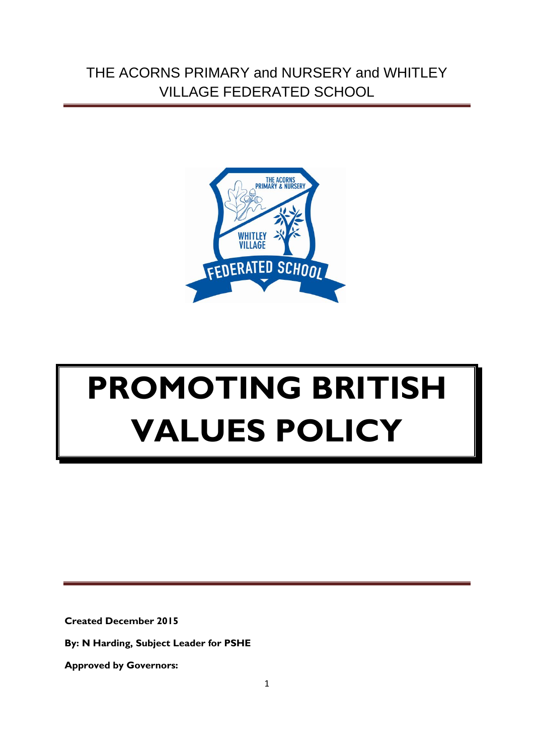THE ACORNS PRIMARY and NURSERY and WHITLEY VILLAGE FEDERATED SCHOOL

# PROMOTING BRITISH VALUES POLICY

**Created December 2015**

**By: N Harding, Subject Leader for PSHE**

**Approved by Governors:**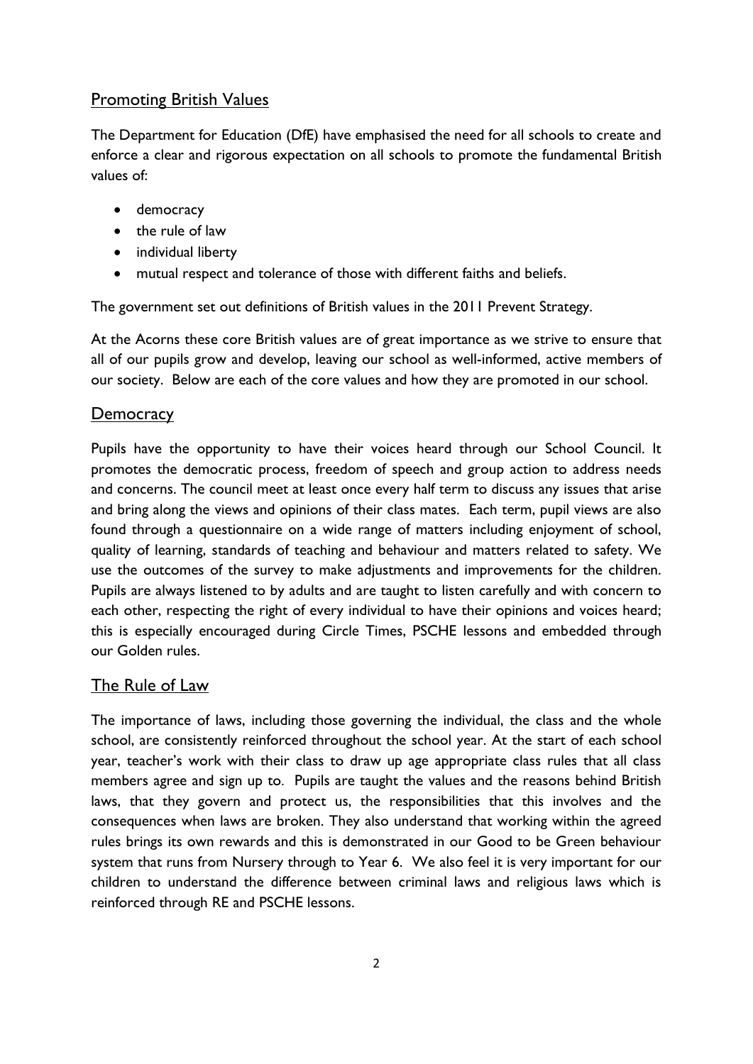## Promoting British Values

The Department for Education (DfE) have emphasised the need for all schools to create and enforce a clear and rigorous expectation on all schools to promote the fundamental British values of:

- democracy
- the rule of law
- individual liberty
- mutual respect and tolerance of those with different faiths and beliefs.

The government set out definitions of British values in the 2011 Prevent Strategy.

At the Acorns these core British values are of great importance as we strive to ensure that all of our pupils grow and develop, leaving our school as well-informed, active members of our society. Below are each of the core values and how they are promoted in our school.

## Democracy

Pupils have the opportunity to have their voices heard through our School Council. It promotes the democratic process, freedom of speech and group action to address needs and concerns. The council meet at least once every half term to discuss any issues that arise and bring along the views and opinions of their class mates. Each term, pupil views are also found through a questionnaire on a wide range of matters including enjoyment of school, quality of learning, standards of teaching and behaviour and matters related to safety. We use the outcomes of the survey to make adjustments and improvements for the children. Pupils are always listened to by adults and are taught to listen carefully and with concern to each other, respecting the right of every individual to have their opinions and voices heard; this is especially encouraged during Circle Times, PSCHE lessons and embedded through our Golden rules.

## The Rule of Law

The importance of laws, including those governing the individual, the class and the whole school, are consistently reinforced throughout the school year. At the start of each school year, teacher's work with their class to draw up age appropriate class rules that all class members agree and sign up to. Pupils are taught the values and the reasons behind British laws, that they govern and protect us, the responsibilities that this involves and the consequences when laws are broken. They also understand that working within the agreed rules brings its own rewards and this is demonstrated in our Good to be Green behaviour system that runs from Nursery through to Year 6. We also feel it is very important for our children to understand the difference between criminal laws and religious laws which is reinforced through RE and PSCHE lessons.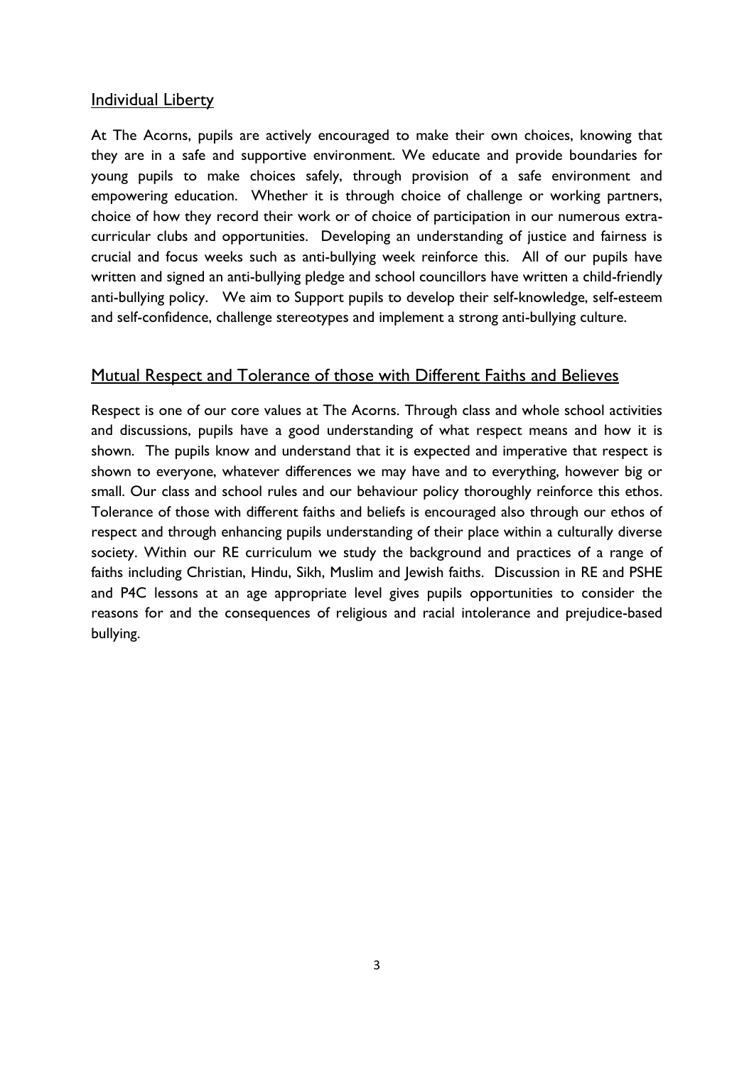## Individual Liberty

At The Acorns, pupils are actively encouraged to make their own choices, knowing that they are in a safe and supportive environment. We educate and provide boundaries for young pupils to make choices safely, through provision of a safe environment and empowering education. Whether it is through choice of challenge or working partners, choice of how they record their work or of choice of participation in our numerous extra-curricular clubs and opportunities. Developing an understanding of justice and fairness is crucial and focus weeks such as anti-bullying week reinforce this. All of our pupils have written and signed an anti-bullying pledge and school councillors have written a child-friendly anti-bullying policy. We aim to Support pupils to develop their self-knowledge, self-esteem and self-confidence, challenge stereotypes and implement a strong anti-bullying culture.

## Mutual Respect and Tolerance of those with Different Faiths and Believes

Respect is one of our core values at The Acorns. Through class and whole school activities and discussions, pupils have a good understanding of what respect means and how it is shown. The pupils know and understand that it is expected and imperative that respect is shown to everyone, whatever differences we may have and to everything, however big or small. Our class and school rules and our behaviour policy thoroughly reinforce this ethos. Tolerance of those with different faiths and beliefs is encouraged also through our ethos of respect and through enhancing pupils understanding of their place within a culturally diverse society. Within our RE curriculum we study the background and practices of a range of faiths including Christian, Hindu, Sikh, Muslim and Jewish faiths. Discussion in RE and PSHE and P4C lessons at an age appropriate level gives pupils opportunities to consider the reasons for and the consequences of religious and racial intolerance and prejudice-based bullying.